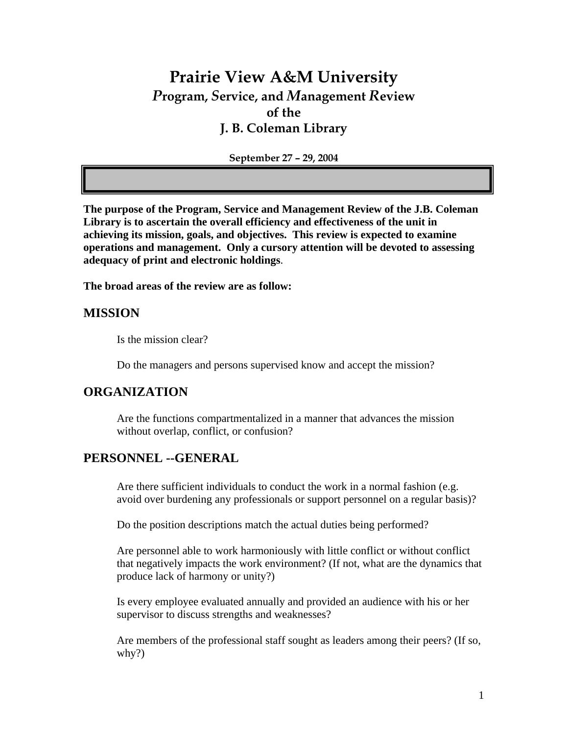# Prairie View A&M University

## *P*rogram, *S*ervice, and *M*anagement *R*eview of the J. B. Coleman Library

**September 27 – 29, 2004**

**The purpose of the Program, Service and Management Review of the J.B. Coleman Library is to ascertain the overall efficiency and effectiveness of the unit in achieving its mission, goals, and objectives. This review is expected to examine operations and management. Only a cursory attention will be devoted to assessing adequacy of print and electronic holdings**.

**The broad areas of the review are as follow:**

## MISSION

Is the mission clear?

Do the managers and persons supervised know and accept the mission?

## ORGANIZATION

Are the functions compartmentalized in a manner that advances the mission without overlap, conflict, or confusion?

## PERSONNEL --GENERAL

Are there sufficient individuals to conduct the work in a normal fashion (e.g. avoid over burdening any professionals or support personnel on a regular basis)?

Do the position descriptions match the actual duties being performed?

Are personnel able to work harmoniously with little conflict or without conflict that negatively impacts the work environment? (If not, what are the dynamics that produce lack of harmony or unity?)

Is every employee evaluated annually and provided an audience with his or her supervisor to discuss strengths and weaknesses?

Are members of the professional staff sought as leaders among their peers? (If so, why?)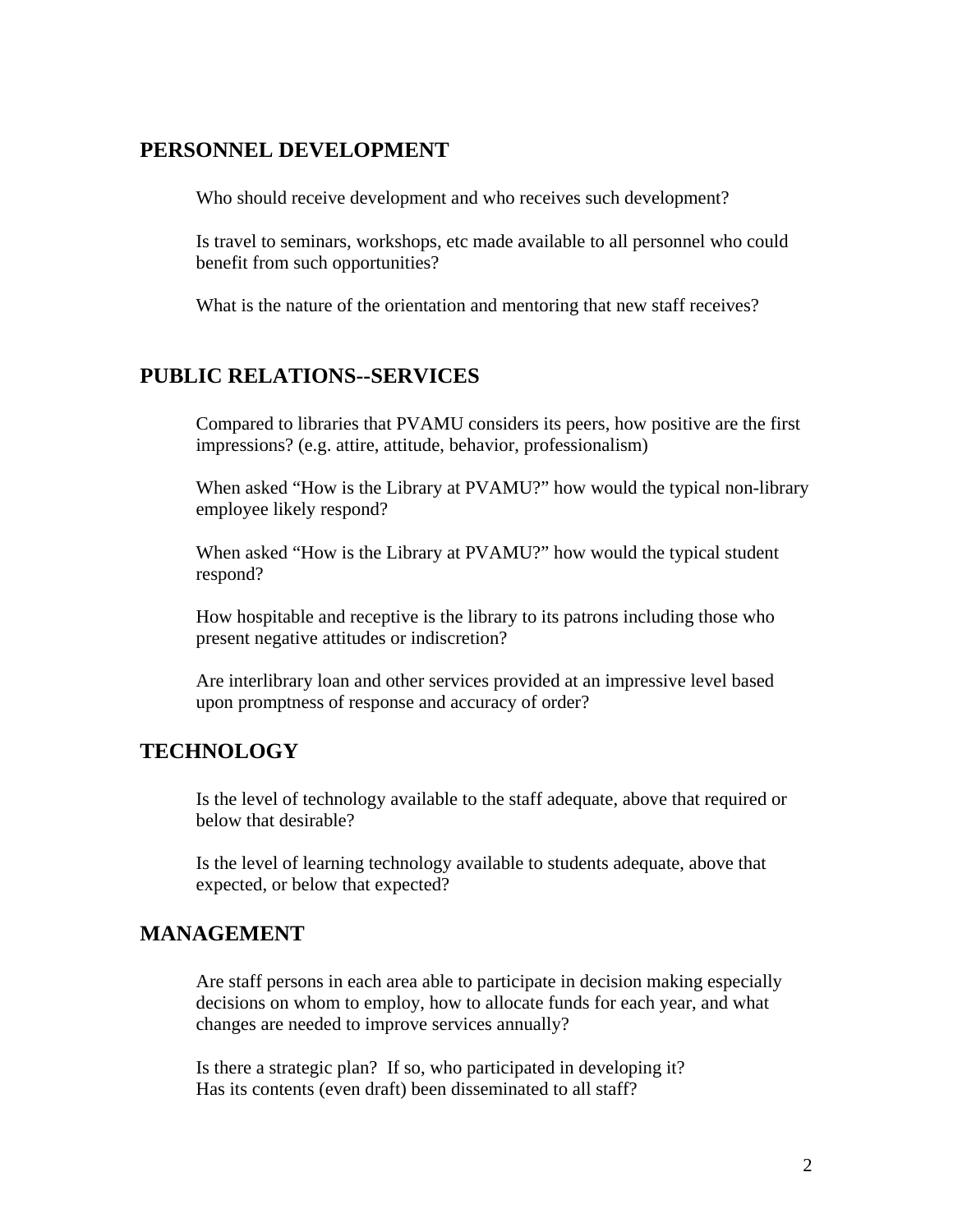## PERSONNEL DEVELOPMENT

Who should receive development and who receives such development?

Is travel to seminars, workshops, etc made available to all personnel who could benefit from such opportunities?

What is the nature of the orientation and mentoring that new staff receives?

## PUBLIC RELATIONS--SERVICES

Compared to libraries that PVAMU considers its peers, how positive are the first impressions? (e.g. attire, attitude, behavior, professionalism)

When asked "How is the Library at PVAMU?" how would the typical non-library employee likely respond?

When asked "How is the Library at PVAMU?" how would the typical student respond?

How hospitable and receptive is the library to its patrons including those who present negative attitudes or indiscretion?

Are interlibrary loan and other services provided at an impressive level based upon promptness of response and accuracy of order?

## TECHNOLOGY

Is the level of technology available to the staff adequate, above that required or below that desirable?

Is the level of learning technology available to students adequate, above that expected, or below that expected?

## MANAGEMENT

Are staff persons in each area able to participate in decision making especially decisions on whom to employ, how to allocate funds for each year, and what changes are needed to improve services annually?

Is there a strategic plan? If so, who participated in developing it?
Has its contents (even draft) been disseminated to all staff?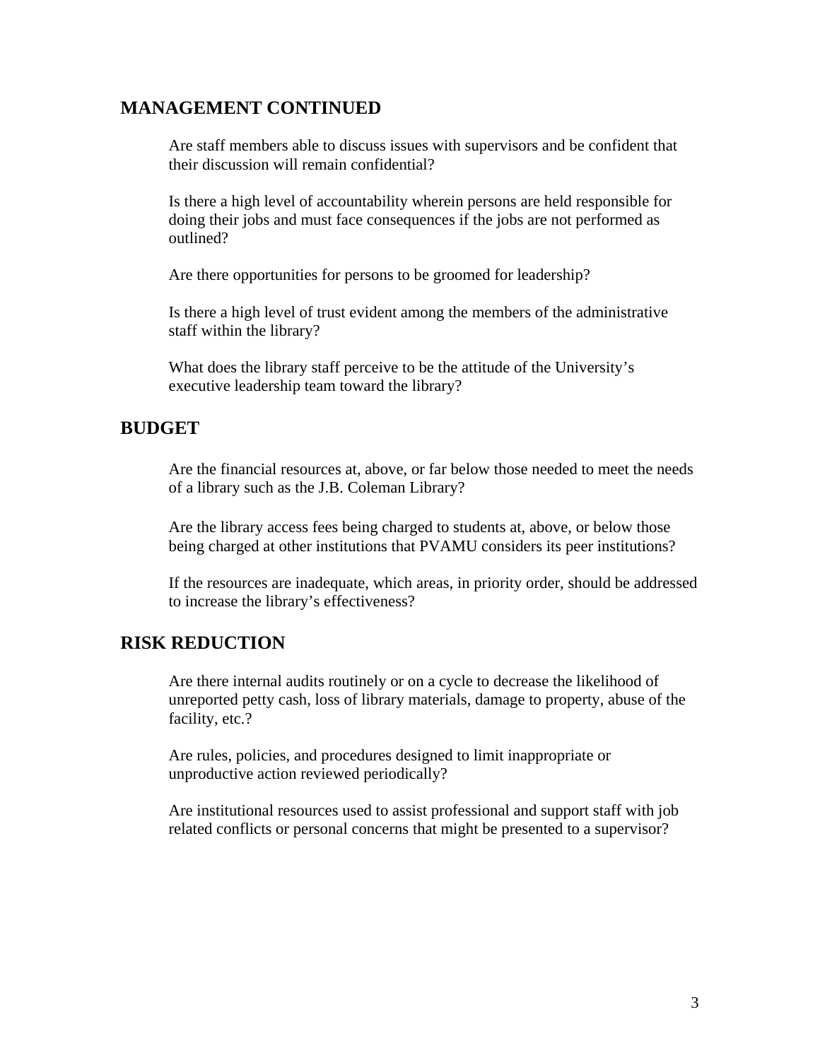## MANAGEMENT CONTINUED

Are staff members able to discuss issues with supervisors and be confident that their discussion will remain confidential?

Is there a high level of accountability wherein persons are held responsible for doing their jobs and must face consequences if the jobs are not performed as outlined?

Are there opportunities for persons to be groomed for leadership?

Is there a high level of trust evident among the members of the administrative staff within the library?

What does the library staff perceive to be the attitude of the University's executive leadership team toward the library?

## BUDGET

Are the financial resources at, above, or far below those needed to meet the needs of a library such as the J.B. Coleman Library?

Are the library access fees being charged to students at, above, or below those being charged at other institutions that PVAMU considers its peer institutions?

If the resources are inadequate, which areas, in priority order, should be addressed to increase the library's effectiveness?

## RISK REDUCTION

Are there internal audits routinely or on a cycle to decrease the likelihood of unreported petty cash, loss of library materials, damage to property, abuse of the facility, etc.?

Are rules, policies, and procedures designed to limit inappropriate or unproductive action reviewed periodically?

Are institutional resources used to assist professional and support staff with job related conflicts or personal concerns that might be presented to a supervisor?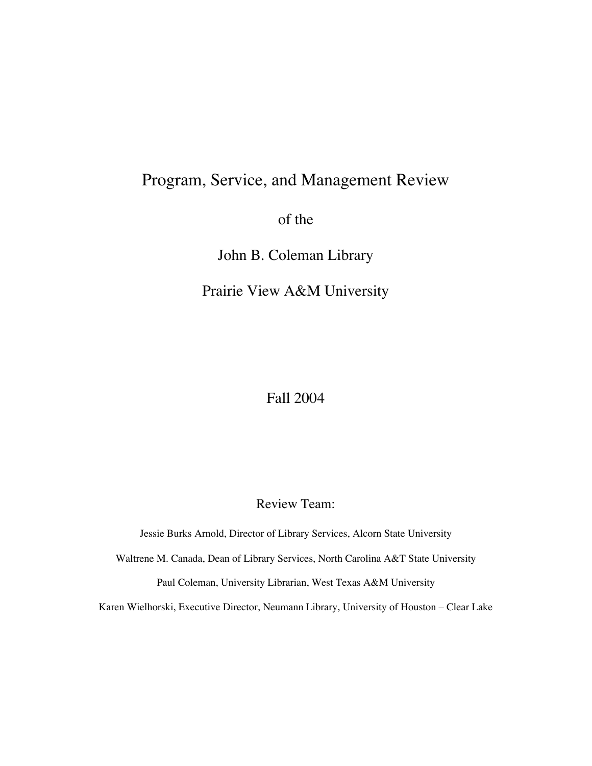# Program, Service, and Management Review

of the

John B. Coleman Library

Prairie View A&M University

Fall 2004

Review Team:

Jessie Burks Arnold, Director of Library Services, Alcorn State University

Waltrene M. Canada, Dean of Library Services, North Carolina A&T State University

Paul Coleman, University Librarian, West Texas A&M University

Karen Wielhorski, Executive Director, Neumann Library, University of Houston – Clear Lake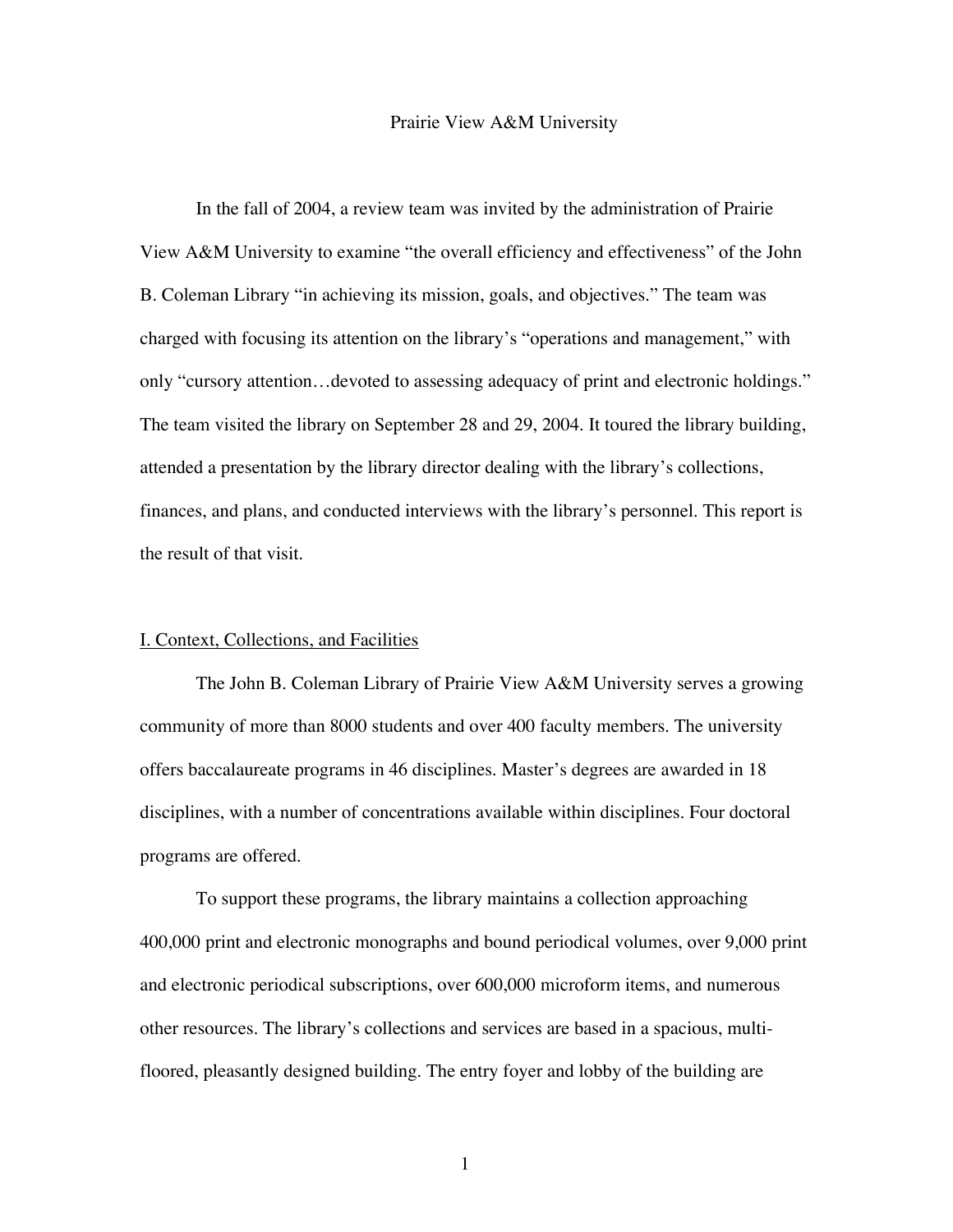# Prairie View A&M University

In the fall of 2004, a review team was invited by the administration of Prairie View A&M University to examine "the overall efficiency and effectiveness" of the John B. Coleman Library "in achieving its mission, goals, and objectives." The team was charged with focusing its attention on the library's "operations and management," with only "cursory attention…devoted to assessing adequacy of print and electronic holdings." The team visited the library on September 28 and 29, 2004. It toured the library building, attended a presentation by the library director dealing with the library's collections, finances, and plans, and conducted interviews with the library's personnel. This report is the result of that visit.

## I. Context, Collections, and Facilities

The John B. Coleman Library of Prairie View A&M University serves a growing community of more than 8000 students and over 400 faculty members. The university offers baccalaureate programs in 46 disciplines. Master's degrees are awarded in 18 disciplines, with a number of concentrations available within disciplines. Four doctoral programs are offered.

To support these programs, the library maintains a collection approaching 400,000 print and electronic monographs and bound periodical volumes, over 9,000 print and electronic periodical subscriptions, over 600,000 microform items, and numerous other resources. The library's collections and services are based in a spacious, multi-floored, pleasantly designed building. The entry foyer and lobby of the building are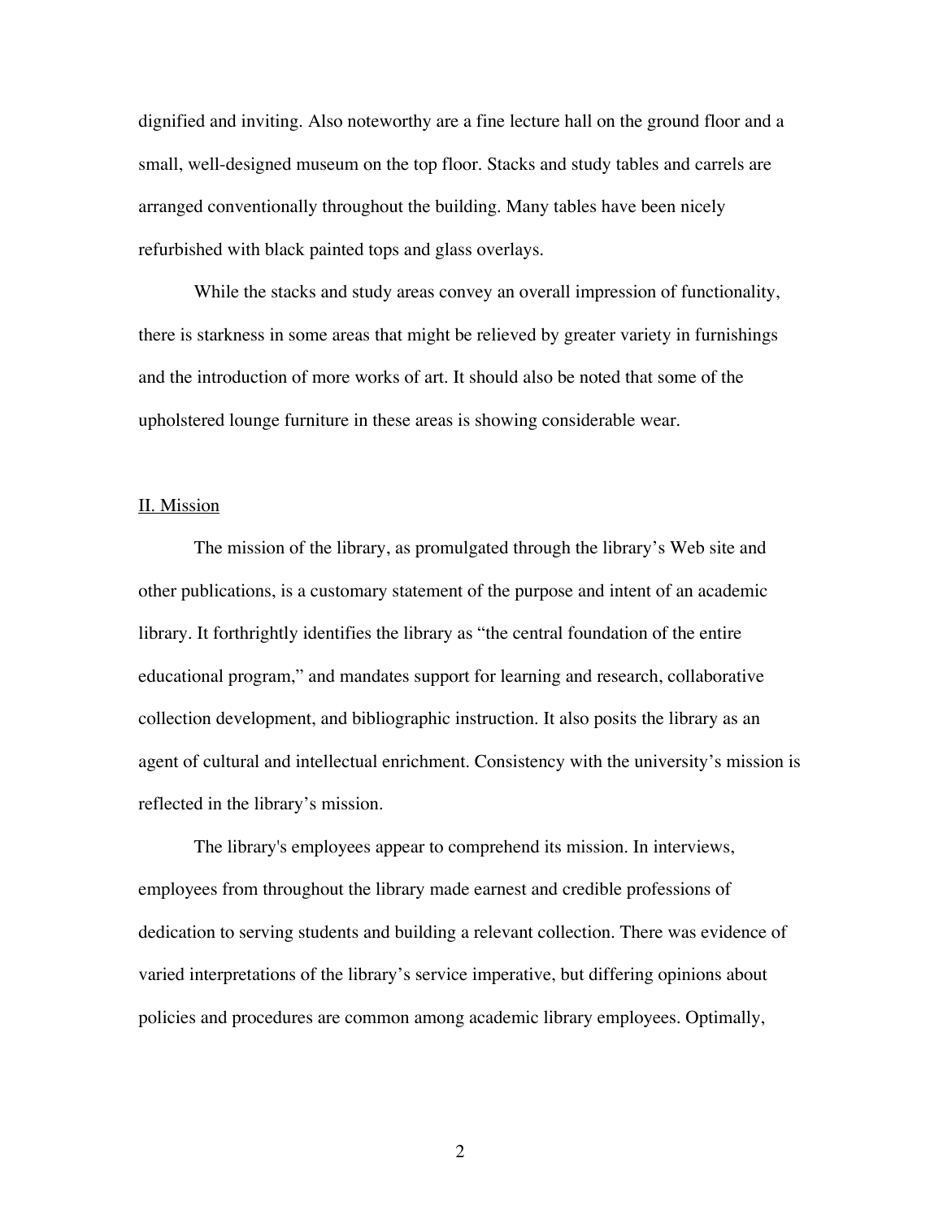dignified and inviting. Also noteworthy are a fine lecture hall on the ground floor and a small, well-designed museum on the top floor. Stacks and study tables and carrels are arranged conventionally throughout the building. Many tables have been nicely refurbished with black painted tops and glass overlays.

While the stacks and study areas convey an overall impression of functionality, there is starkness in some areas that might be relieved by greater variety in furnishings and the introduction of more works of art. It should also be noted that some of the upholstered lounge furniture in these areas is showing considerable wear.

## II. Mission

The mission of the library, as promulgated through the library's Web site and other publications, is a customary statement of the purpose and intent of an academic library. It forthrightly identifies the library as "the central foundation of the entire educational program," and mandates support for learning and research, collaborative collection development, and bibliographic instruction. It also posits the library as an agent of cultural and intellectual enrichment. Consistency with the university's mission is reflected in the library's mission.

The library's employees appear to comprehend its mission. In interviews, employees from throughout the library made earnest and credible professions of dedication to serving students and building a relevant collection. There was evidence of varied interpretations of the library's service imperative, but differing opinions about policies and procedures are common among academic library employees. Optimally,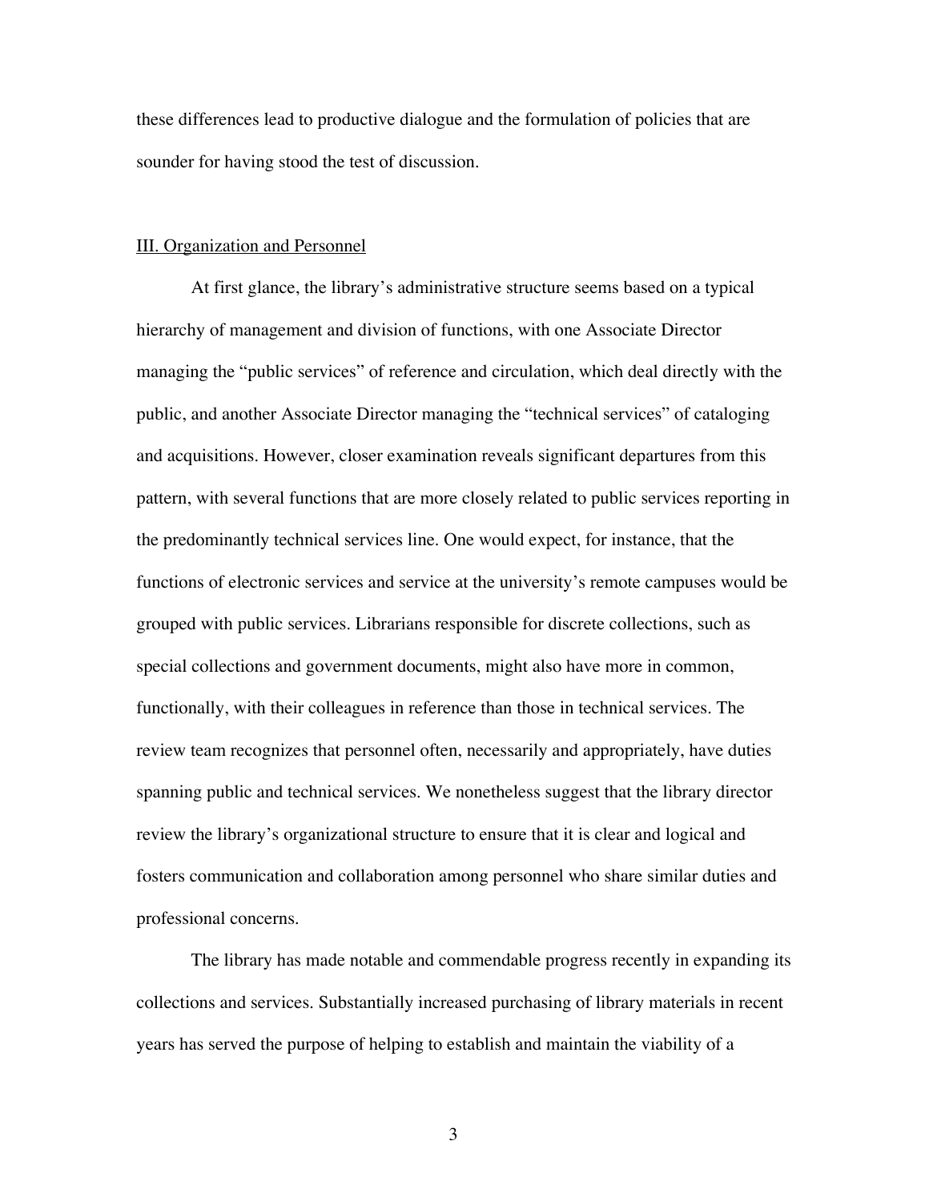these differences lead to productive dialogue and the formulation of policies that are sounder for having stood the test of discussion.

## III. Organization and Personnel

At first glance, the library's administrative structure seems based on a typical hierarchy of management and division of functions, with one Associate Director managing the "public services" of reference and circulation, which deal directly with the public, and another Associate Director managing the "technical services" of cataloging and acquisitions. However, closer examination reveals significant departures from this pattern, with several functions that are more closely related to public services reporting in the predominantly technical services line. One would expect, for instance, that the functions of electronic services and service at the university's remote campuses would be grouped with public services. Librarians responsible for discrete collections, such as special collections and government documents, might also have more in common, functionally, with their colleagues in reference than those in technical services. The review team recognizes that personnel often, necessarily and appropriately, have duties spanning public and technical services. We nonetheless suggest that the library director review the library's organizational structure to ensure that it is clear and logical and fosters communication and collaboration among personnel who share similar duties and professional concerns.

The library has made notable and commendable progress recently in expanding its collections and services. Substantially increased purchasing of library materials in recent years has served the purpose of helping to establish and maintain the viability of a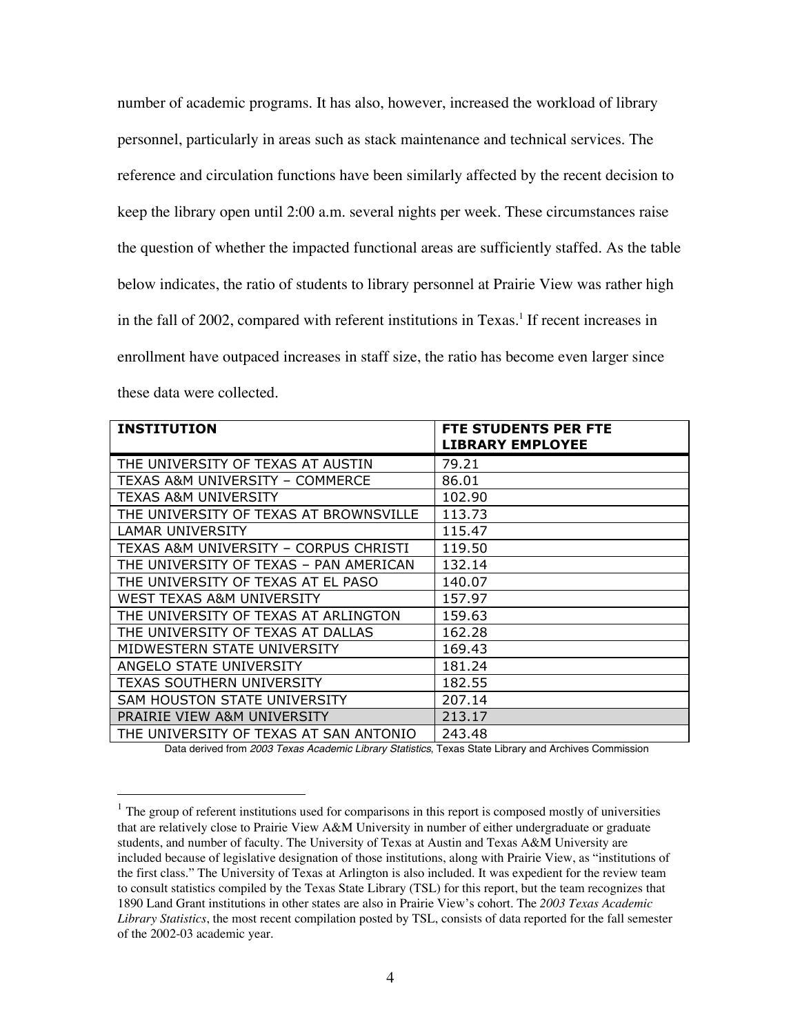number of academic programs. It has also, however, increased the workload of library personnel, particularly in areas such as stack maintenance and technical services. The reference and circulation functions have been similarly affected by the recent decision to keep the library open until 2:00 a.m. several nights per week. These circumstances raise the question of whether the impacted functional areas are sufficiently staffed. As the table below indicates, the ratio of students to library personnel at Prairie View was rather high in the fall of 2002, compared with referent institutions in Texas.[1] If recent increases in enrollment have outpaced increases in staff size, the ratio has become even larger since these data were collected.

| INSTITUTION | FTE STUDENTS PER FTE LIBRARY EMPLOYEE |
|---|---|
| THE UNIVERSITY OF TEXAS AT AUSTIN | 79.21 |
| TEXAS A&M UNIVERSITY – COMMERCE | 86.01 |
| TEXAS A&M UNIVERSITY | 102.90 |
| THE UNIVERSITY OF TEXAS AT BROWNSVILLE | 113.73 |
| LAMAR UNIVERSITY | 115.47 |
| TEXAS A&M UNIVERSITY – CORPUS CHRISTI | 119.50 |
| THE UNIVERSITY OF TEXAS – PAN AMERICAN | 132.14 |
| THE UNIVERSITY OF TEXAS AT EL PASO | 140.07 |
| WEST TEXAS A&M UNIVERSITY | 157.97 |
| THE UNIVERSITY OF TEXAS AT ARLINGTON | 159.63 |
| THE UNIVERSITY OF TEXAS AT DALLAS | 162.28 |
| MIDWESTERN STATE UNIVERSITY | 169.43 |
| ANGELO STATE UNIVERSITY | 181.24 |
| TEXAS SOUTHERN UNIVERSITY | 182.55 |
| SAM HOUSTON STATE UNIVERSITY | 207.14 |
| PRAIRIE VIEW A&M UNIVERSITY | 213.17 |
| THE UNIVERSITY OF TEXAS AT SAN ANTONIO | 243.48 |

Data derived from *2003 Texas Academic Library Statistics*, Texas State Library and Archives Commission

---

[1] The group of referent institutions used for comparisons in this report is composed mostly of universities that are relatively close to Prairie View A&M University in number of either undergraduate or graduate students, and number of faculty. The University of Texas at Austin and Texas A&M University are included because of legislative designation of those institutions, along with Prairie View, as "institutions of the first class." The University of Texas at Arlington is also included. It was expedient for the review team to consult statistics compiled by the Texas State Library (TSL) for this report, but the team recognizes that 1890 Land Grant institutions in other states are also in Prairie View's cohort. The *2003 Texas Academic Library Statistics*, the most recent compilation posted by TSL, consists of data reported for the fall semester of the 2002-03 academic year.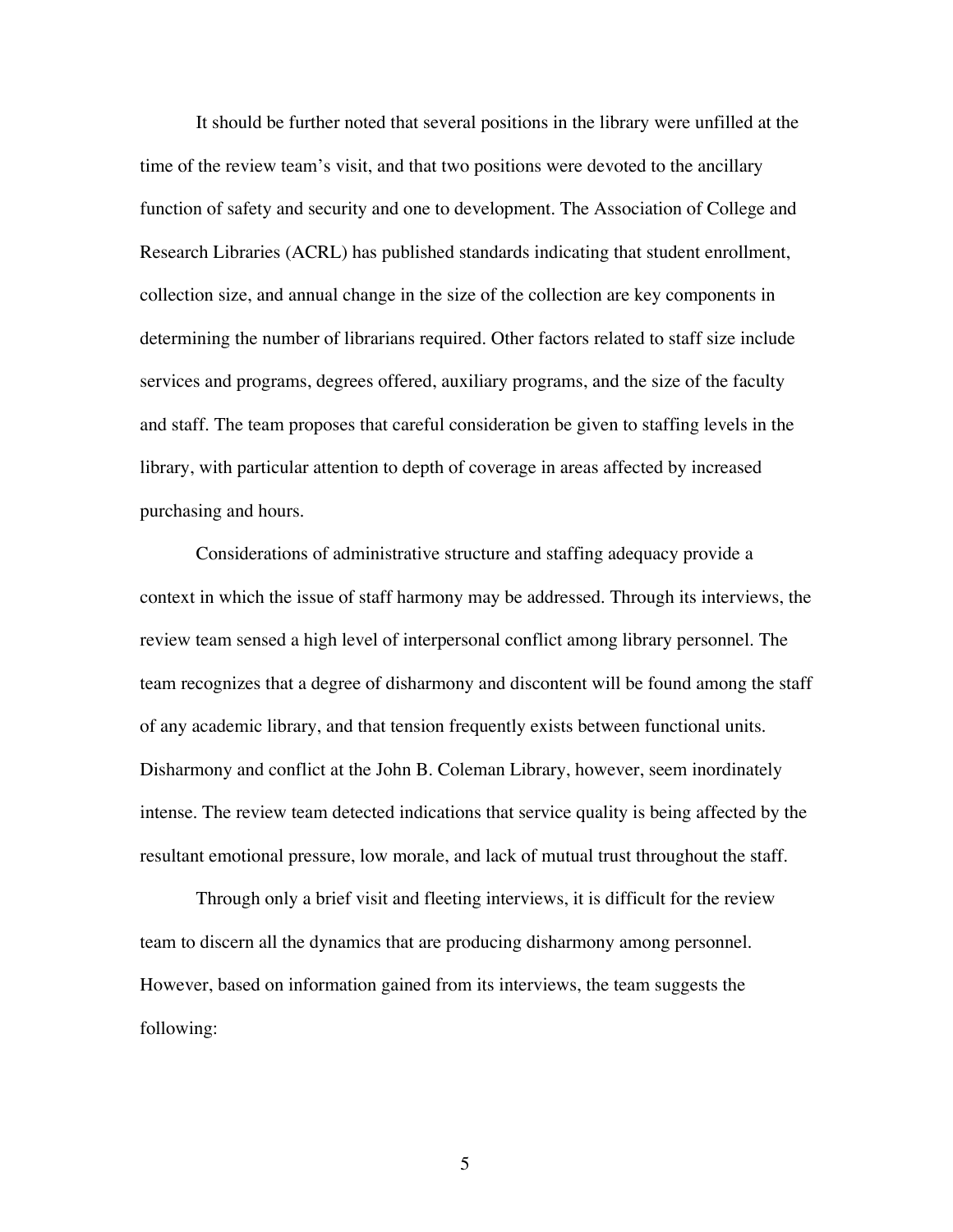It should be further noted that several positions in the library were unfilled at the time of the review team's visit, and that two positions were devoted to the ancillary function of safety and security and one to development. The Association of College and Research Libraries (ACRL) has published standards indicating that student enrollment, collection size, and annual change in the size of the collection are key components in determining the number of librarians required. Other factors related to staff size include services and programs, degrees offered, auxiliary programs, and the size of the faculty and staff. The team proposes that careful consideration be given to staffing levels in the library, with particular attention to depth of coverage in areas affected by increased purchasing and hours.

Considerations of administrative structure and staffing adequacy provide a context in which the issue of staff harmony may be addressed. Through its interviews, the review team sensed a high level of interpersonal conflict among library personnel. The team recognizes that a degree of disharmony and discontent will be found among the staff of any academic library, and that tension frequently exists between functional units. Disharmony and conflict at the John B. Coleman Library, however, seem inordinately intense. The review team detected indications that service quality is being affected by the resultant emotional pressure, low morale, and lack of mutual trust throughout the staff.

Through only a brief visit and fleeting interviews, it is difficult for the review team to discern all the dynamics that are producing disharmony among personnel. However, based on information gained from its interviews, the team suggests the following: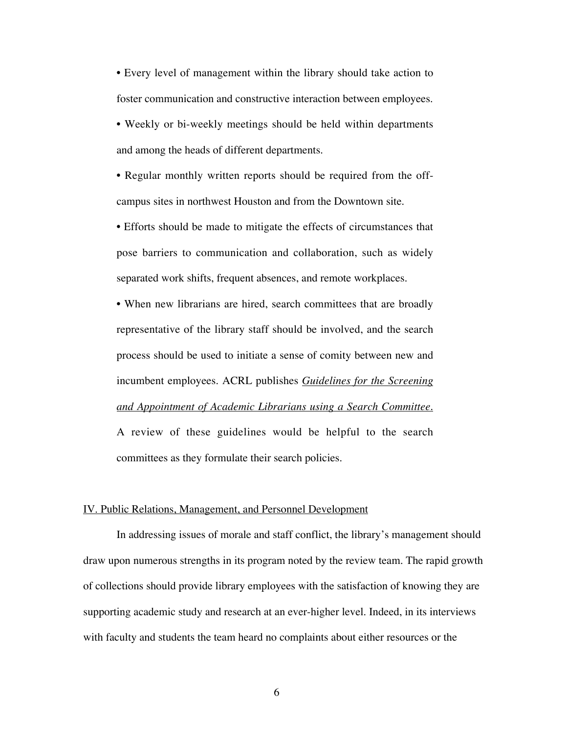- Every level of management within the library should take action to foster communication and constructive interaction between employees.
- Weekly or bi-weekly meetings should be held within departments and among the heads of different departments.
- Regular monthly written reports should be required from the off-campus sites in northwest Houston and from the Downtown site.
- Efforts should be made to mitigate the effects of circumstances that pose barriers to communication and collaboration, such as widely separated work shifts, frequent absences, and remote workplaces.
- When new librarians are hired, search committees that are broadly representative of the library staff should be involved, and the search process should be used to initiate a sense of comity between new and incumbent employees. ACRL publishes *Guidelines for the Screening and Appointment of Academic Librarians using a Search Committee.* A review of these guidelines would be helpful to the search committees as they formulate their search policies.

## IV. Public Relations, Management, and Personnel Development

In addressing issues of morale and staff conflict, the library's management should draw upon numerous strengths in its program noted by the review team. The rapid growth of collections should provide library employees with the satisfaction of knowing they are supporting academic study and research at an ever-higher level. Indeed, in its interviews with faculty and students the team heard no complaints about either resources or the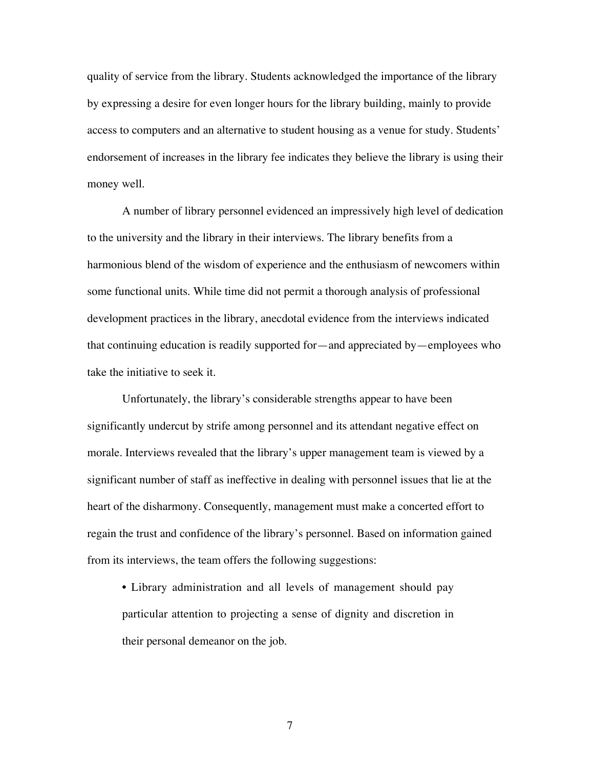quality of service from the library. Students acknowledged the importance of the library by expressing a desire for even longer hours for the library building, mainly to provide access to computers and an alternative to student housing as a venue for study. Students' endorsement of increases in the library fee indicates they believe the library is using their money well.

A number of library personnel evidenced an impressively high level of dedication to the university and the library in their interviews. The library benefits from a harmonious blend of the wisdom of experience and the enthusiasm of newcomers within some functional units. While time did not permit a thorough analysis of professional development practices in the library, anecdotal evidence from the interviews indicated that continuing education is readily supported for—and appreciated by—employees who take the initiative to seek it.

Unfortunately, the library's considerable strengths appear to have been significantly undercut by strife among personnel and its attendant negative effect on morale. Interviews revealed that the library's upper management team is viewed by a significant number of staff as ineffective in dealing with personnel issues that lie at the heart of the disharmony. Consequently, management must make a concerted effort to regain the trust and confidence of the library's personnel. Based on information gained from its interviews, the team offers the following suggestions:

- Library administration and all levels of management should pay particular attention to projecting a sense of dignity and discretion in their personal demeanor on the job.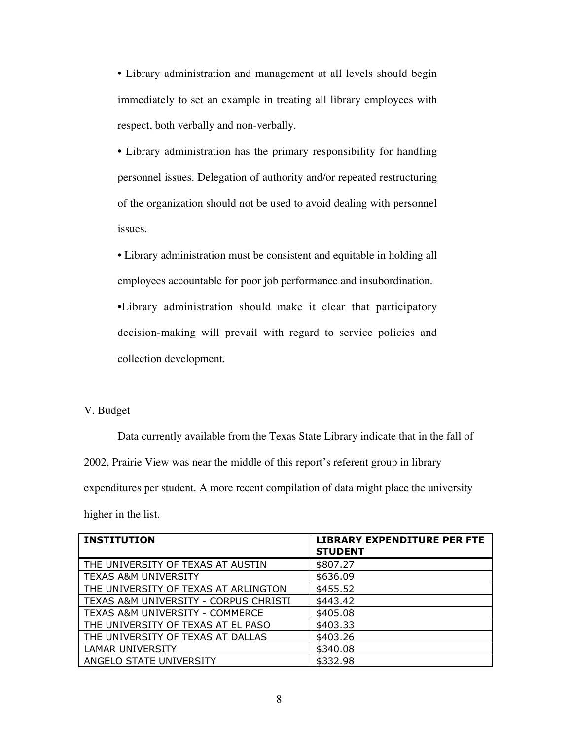- Library administration and management at all levels should begin immediately to set an example in treating all library employees with respect, both verbally and non-verbally.
- Library administration has the primary responsibility for handling personnel issues. Delegation of authority and/or repeated restructuring of the organization should not be used to avoid dealing with personnel issues.
- Library administration must be consistent and equitable in holding all employees accountable for poor job performance and insubordination.
- Library administration should make it clear that participatory decision-making will prevail with regard to service policies and collection development.

V. Budget

Data currently available from the Texas State Library indicate that in the fall of 2002, Prairie View was near the middle of this report's referent group in library expenditures per student. A more recent compilation of data might place the university higher in the list.

| **INSTITUTION** | **LIBRARY EXPENDITURE PER FTE STUDENT** |
|---|---|
| THE UNIVERSITY OF TEXAS AT AUSTIN | $807.27 |
| TEXAS A&M UNIVERSITY | $636.09 |
| THE UNIVERSITY OF TEXAS AT ARLINGTON | $455.52 |
| TEXAS A&M UNIVERSITY - CORPUS CHRISTI | $443.42 |
| TEXAS A&M UNIVERSITY - COMMERCE | $405.08 |
| THE UNIVERSITY OF TEXAS AT EL PASO | $403.33 |
| THE UNIVERSITY OF TEXAS AT DALLAS | $403.26 |
| LAMAR UNIVERSITY | $340.08 |
| ANGELO STATE UNIVERSITY | $332.98 |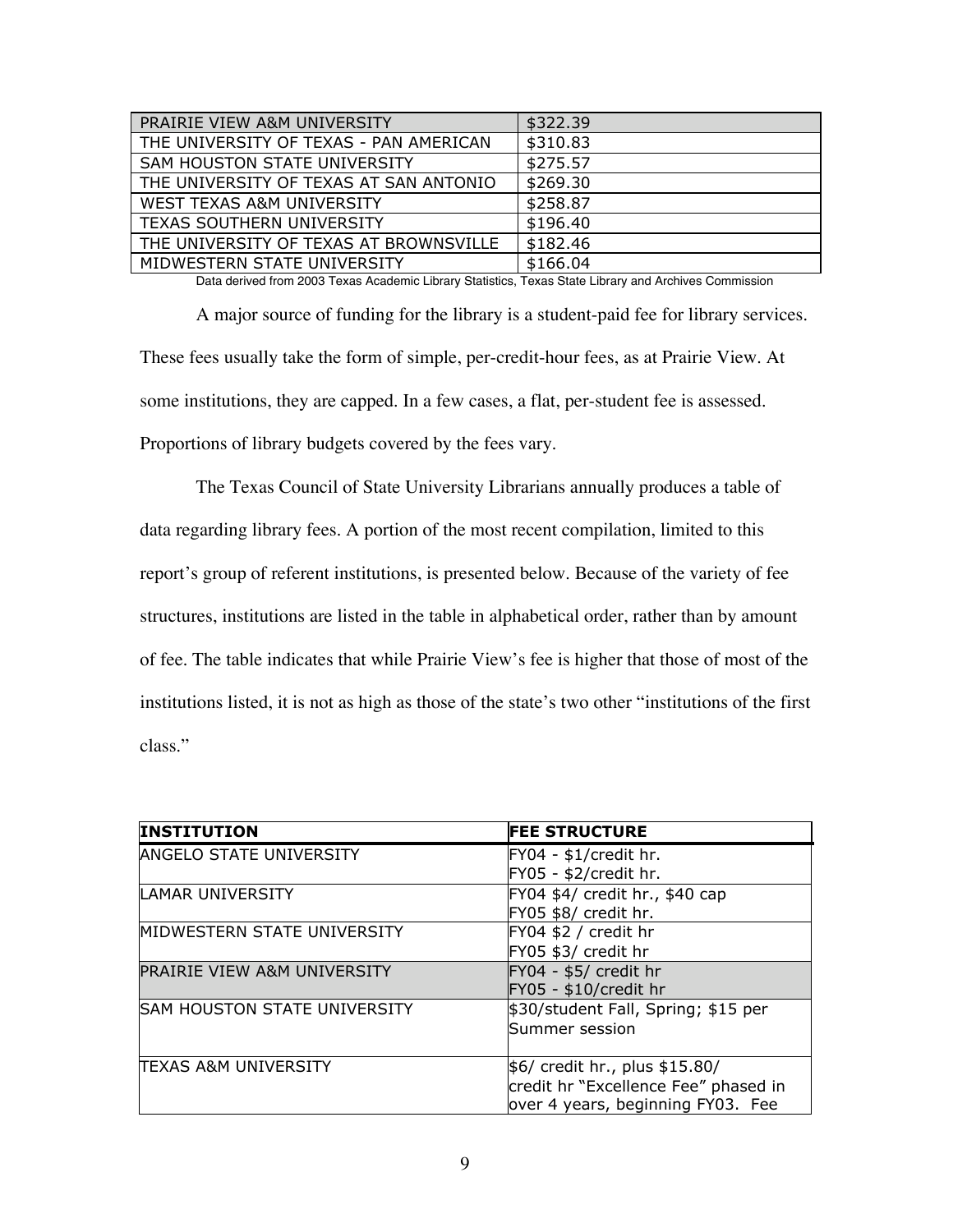| | |
|---|---|
| PRAIRIE VIEW A&M UNIVERSITY | $322.39 |
| THE UNIVERSITY OF TEXAS - PAN AMERICAN | $310.83 |
| SAM HOUSTON STATE UNIVERSITY | $275.57 |
| THE UNIVERSITY OF TEXAS AT SAN ANTONIO | $269.30 |
| WEST TEXAS A&M UNIVERSITY | $258.87 |
| TEXAS SOUTHERN UNIVERSITY | $196.40 |
| THE UNIVERSITY OF TEXAS AT BROWNSVILLE | $182.46 |
| MIDWESTERN STATE UNIVERSITY | $166.04 |

Data derived from 2003 Texas Academic Library Statistics, Texas State Library and Archives Commission

A major source of funding for the library is a student-paid fee for library services. These fees usually take the form of simple, per-credit-hour fees, as at Prairie View. At some institutions, they are capped. In a few cases, a flat, per-student fee is assessed. Proportions of library budgets covered by the fees vary.

The Texas Council of State University Librarians annually produces a table of data regarding library fees. A portion of the most recent compilation, limited to this report's group of referent institutions, is presented below. Because of the variety of fee structures, institutions are listed in the table in alphabetical order, rather than by amount of fee. The table indicates that while Prairie View's fee is higher that those of most of the institutions listed, it is not as high as those of the state's two other "institutions of the first class."

| INSTITUTION | FEE STRUCTURE |
|---|---|
| ANGELO STATE UNIVERSITY | FY04 - $1/credit hr.<br>FY05 - $2/credit hr. |
| LAMAR UNIVERSITY | FY04 $4/ credit hr., $40 cap<br>FY05 $8/ credit hr. |
| MIDWESTERN STATE UNIVERSITY | FY04 $2 / credit hr<br>FY05 $3/ credit hr |
| PRAIRIE VIEW A&M UNIVERSITY | FY04 - $5/ credit hr<br>FY05 - $10/credit hr |
| SAM HOUSTON STATE UNIVERSITY | $30/student Fall, Spring; $15 per Summer session |
| TEXAS A&M UNIVERSITY | $6/ credit hr., plus $15.80/ credit hr "Excellence Fee" phased in over 4 years, beginning FY03. Fee |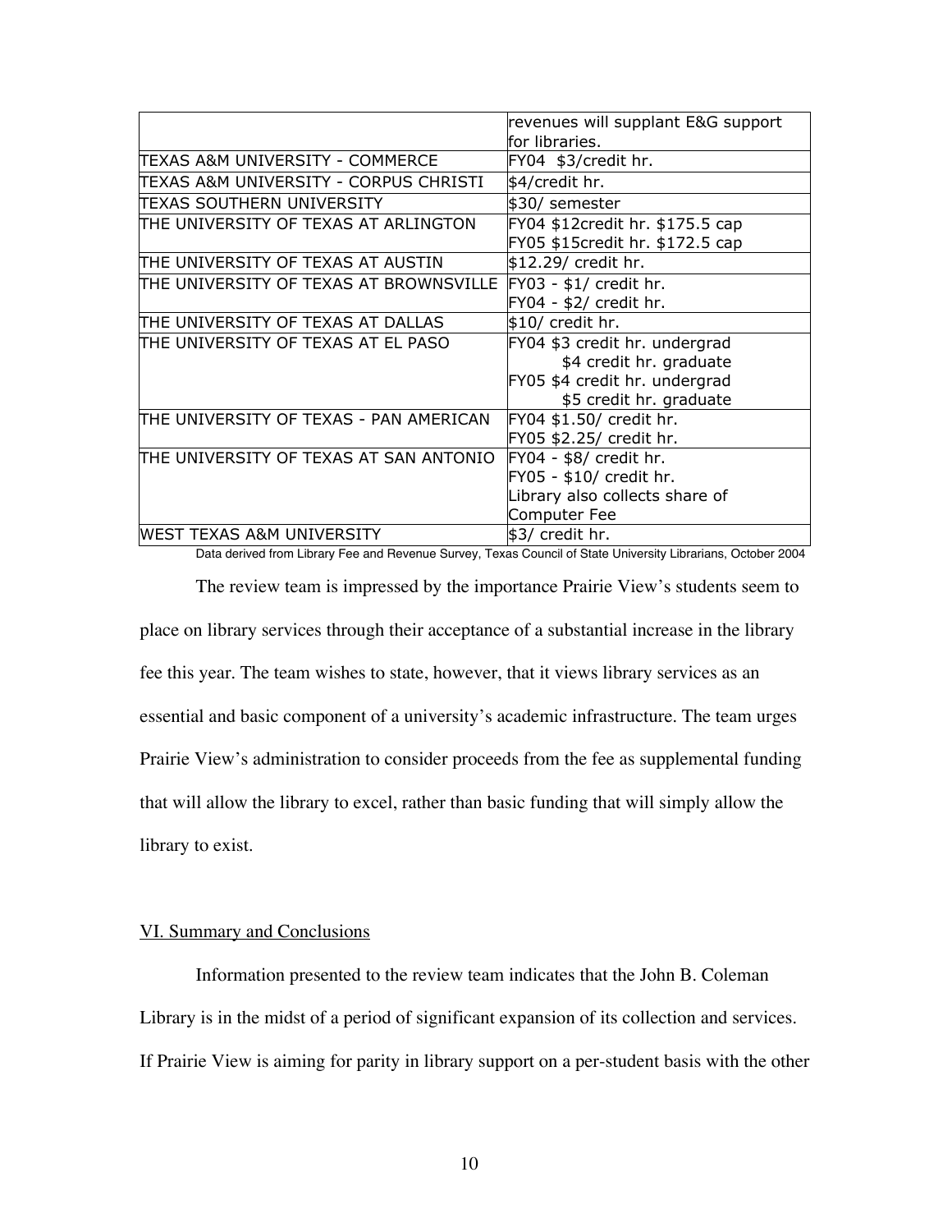| | |
|---|---|
| | revenues will supplant E&G support for libraries. |
| TEXAS A&M UNIVERSITY - COMMERCE | FY04 $3/credit hr. |
| TEXAS A&M UNIVERSITY - CORPUS CHRISTI | $4/credit hr. |
| TEXAS SOUTHERN UNIVERSITY | $30/ semester |
| THE UNIVERSITY OF TEXAS AT ARLINGTON | FY04 $12credit hr. $175.5 cap<br>FY05 $15credit hr. $172.5 cap |
| THE UNIVERSITY OF TEXAS AT AUSTIN | $12.29/ credit hr. |
| THE UNIVERSITY OF TEXAS AT BROWNSVILLE | FY03 - $1/ credit hr.<br>FY04 - $2/ credit hr. |
| THE UNIVERSITY OF TEXAS AT DALLAS | $10/ credit hr. |
| THE UNIVERSITY OF TEXAS AT EL PASO | FY04 $3 credit hr. undergrad<br>$4 credit hr. graduate<br>FY05 $4 credit hr. undergrad<br>$5 credit hr. graduate |
| THE UNIVERSITY OF TEXAS - PAN AMERICAN | FY04 $1.50/ credit hr.<br>FY05 $2.25/ credit hr. |
| THE UNIVERSITY OF TEXAS AT SAN ANTONIO | FY04 - $8/ credit hr.<br>FY05 - $10/ credit hr.<br>Library also collects share of Computer Fee |
| WEST TEXAS A&M UNIVERSITY | $3/ credit hr. |

Data derived from Library Fee and Revenue Survey, Texas Council of State University Librarians, October 2004

The review team is impressed by the importance Prairie View's students seem to place on library services through their acceptance of a substantial increase in the library fee this year. The team wishes to state, however, that it views library services as an essential and basic component of a university's academic infrastructure. The team urges Prairie View's administration to consider proceeds from the fee as supplemental funding that will allow the library to excel, rather than basic funding that will simply allow the library to exist.

## VI. Summary and Conclusions

Information presented to the review team indicates that the John B. Coleman Library is in the midst of a period of significant expansion of its collection and services. If Prairie View is aiming for parity in library support on a per-student basis with the other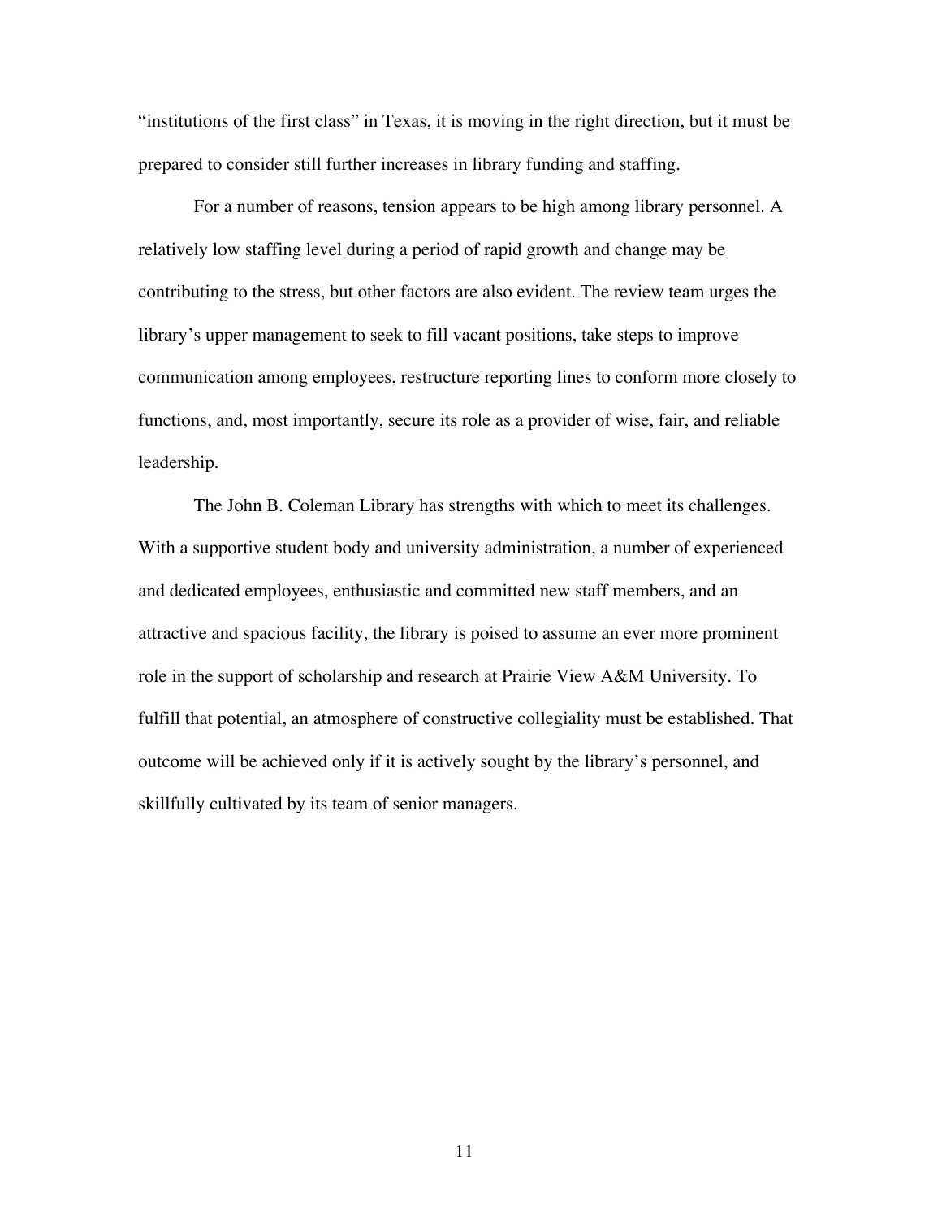"institutions of the first class" in Texas, it is moving in the right direction, but it must be prepared to consider still further increases in library funding and staffing.

For a number of reasons, tension appears to be high among library personnel. A relatively low staffing level during a period of rapid growth and change may be contributing to the stress, but other factors are also evident. The review team urges the library's upper management to seek to fill vacant positions, take steps to improve communication among employees, restructure reporting lines to conform more closely to functions, and, most importantly, secure its role as a provider of wise, fair, and reliable leadership.

The John B. Coleman Library has strengths with which to meet its challenges. With a supportive student body and university administration, a number of experienced and dedicated employees, enthusiastic and committed new staff members, and an attractive and spacious facility, the library is poised to assume an ever more prominent role in the support of scholarship and research at Prairie View A&M University. To fulfill that potential, an atmosphere of constructive collegiality must be established. That outcome will be achieved only if it is actively sought by the library's personnel, and skillfully cultivated by its team of senior managers.